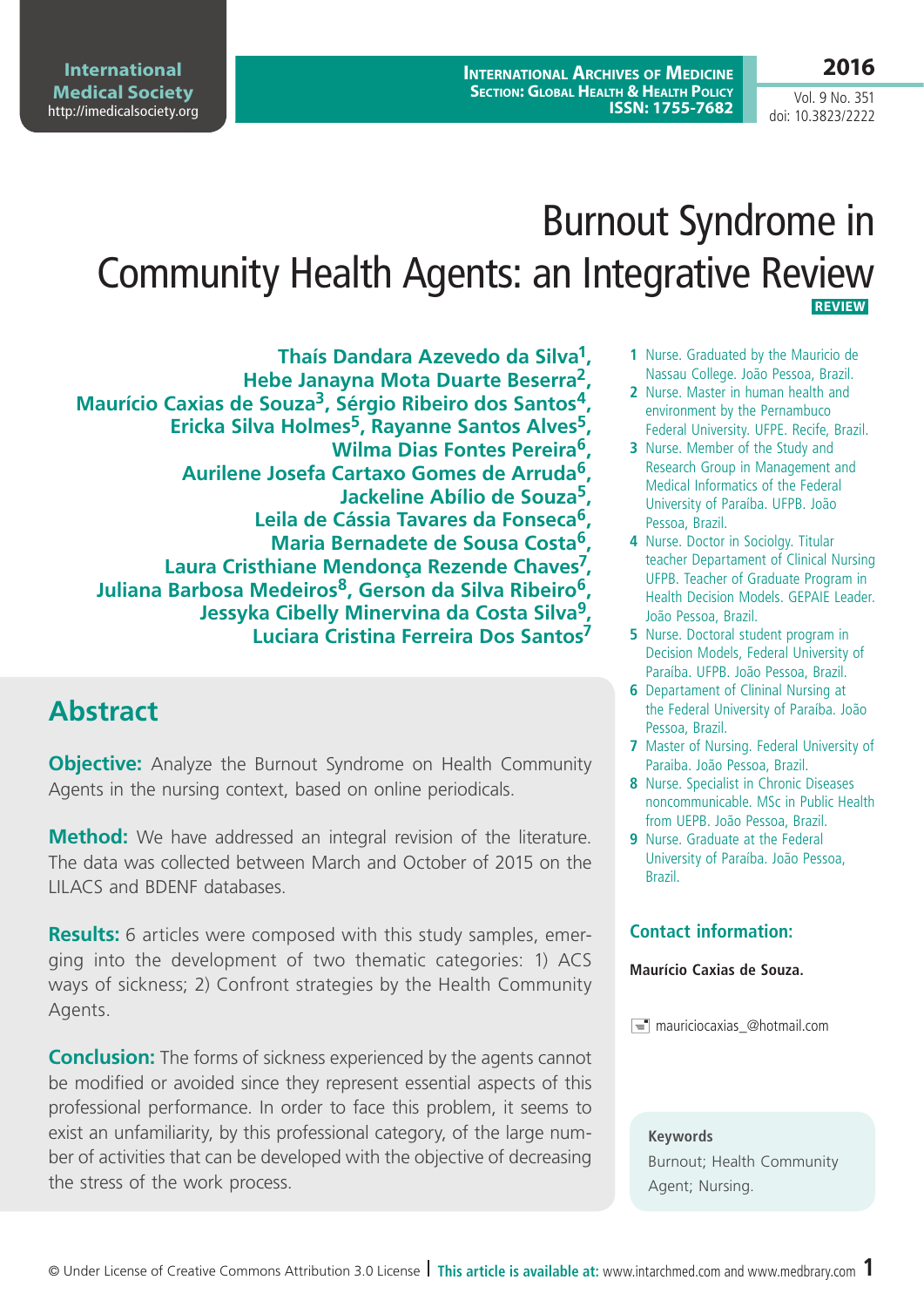# Burnout Syndrome in Community Health Agents: an Integrative Review

**REVIEW**

**Thaís Dandara Azevedo da Silva[1], Hebe Janayna Mota Duarte Beserra[2], Maurício Caxias de Souza[3], Sérgio Ribeiro dos Santos[4], Ericka Silva Holmes[5], Rayanne Santos Alves[5], Wilma Dias Fontes Pereira[6], Aurilene Josefa Cartaxo Gomes de Arruda[6], Jackeline Abílio de Souza[5], Leila de Cássia Tavares da Fonseca[6], Maria Bernadete de Sousa Costa[6], Laura Cristhiane Mendonça Rezende Chaves[7], Juliana Barbosa Medeiros[8], Gerson da Silva Ribeiro[6], Jessyka Cibelly Minervina da Costa Silva[9], Luciara Cristina Ferreira Dos Santos[7]**

1. Nurse. Graduated by the Mauricio de Nassau College. João Pessoa, Brazil.
2. Nurse. Master in human health and environment by the Pernambuco Federal University. UFPE. Recife, Brazil.
3. Nurse. Member of the Study and Research Group in Management and Medical Informatics of the Federal University of Paraíba. UFPB. João Pessoa, Brazil.
4. Nurse. Doctor in Sociolgy. Titular teacher Departament of Clinical Nursing UFPB. Teacher of Graduate Program in Health Decision Models. GEPAIE Leader. João Pessoa, Brazil.
5. Nurse. Doctoral student program in Decision Models, Federal University of Paraíba. UFPB. João Pessoa, Brazil.
6. Departament of Clininal Nursing at the Federal University of Paraíba. João Pessoa, Brazil.
7. Master of Nursing. Federal University of Paraiba. João Pessoa, Brazil.
8. Nurse. Specialist in Chronic Diseases noncommunicable. MSc in Public Health from UEPB. João Pessoa, Brazil.
9. Nurse. Graduate at the Federal University of Paraíba. João Pessoa, Brazil.

### Contact information:

**Maurício Caxias de Souza.**

mauriciocaxias_@hotmail.com

## Abstract

**Objective:** Analyze the Burnout Syndrome on Health Community Agents in the nursing context, based on online periodicals.

**Method:** We have addressed an integral revision of the literature. The data was collected between March and October of 2015 on the LILACS and BDENF databases.

**Results:** 6 articles were composed with this study samples, emerging into the development of two thematic categories: 1) ACS ways of sickness; 2) Confront strategies by the Health Community Agents.

**Conclusion:** The forms of sickness experienced by the agents cannot be modified or avoided since they represent essential aspects of this professional performance. In order to face this problem, it seems to exist an unfamiliarity, by this professional category, of the large number of activities that can be developed with the objective of decreasing the stress of the work process.

**Keywords**
Burnout; Health Community Agent; Nursing.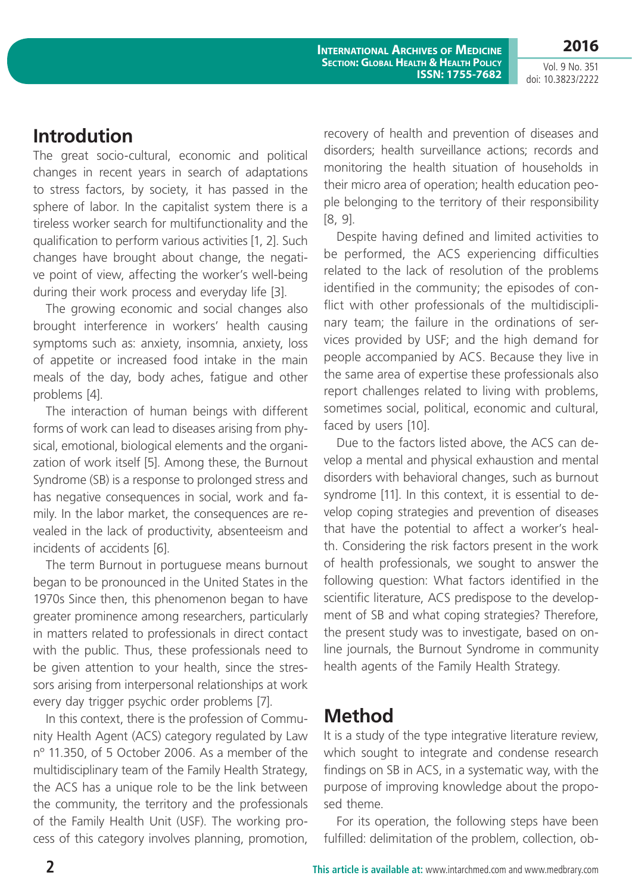## Introduction

The great socio-cultural, economic and political changes in recent years in search of adaptations to stress factors, by society, it has passed in the sphere of labor. In the capitalist system there is a tireless worker search for multifunctionality and the qualification to perform various activities [1, 2]. Such changes have brought about change, the negative point of view, affecting the worker's well-being during their work process and everyday life [3].

The growing economic and social changes also brought interference in workers' health causing symptoms such as: anxiety, insomnia, anxiety, loss of appetite or increased food intake in the main meals of the day, body aches, fatigue and other problems [4].

The interaction of human beings with different forms of work can lead to diseases arising from physical, emotional, biological elements and the organization of work itself [5]. Among these, the Burnout Syndrome (SB) is a response to prolonged stress and has negative consequences in social, work and family. In the labor market, the consequences are revealed in the lack of productivity, absenteeism and incidents of accidents [6].

The term Burnout in portuguese means burnout began to be pronounced in the United States in the 1970s Since then, this phenomenon began to have greater prominence among researchers, particularly in matters related to professionals in direct contact with the public. Thus, these professionals need to be given attention to your health, since the stressors arising from interpersonal relationships at work every day trigger psychic order problems [7].

In this context, there is the profession of Community Health Agent (ACS) category regulated by Law nº 11.350, of 5 October 2006. As a member of the multidisciplinary team of the Family Health Strategy, the ACS has a unique role to be the link between the community, the territory and the professionals of the Family Health Unit (USF). The working process of this category involves planning, promotion, recovery of health and prevention of diseases and disorders; health surveillance actions; records and monitoring the health situation of households in their micro area of operation; health education people belonging to the territory of their responsibility [8, 9].

Despite having defined and limited activities to be performed, the ACS experiencing difficulties related to the lack of resolution of the problems identified in the community; the episodes of conflict with other professionals of the multidisciplinary team; the failure in the ordinations of services provided by USF; and the high demand for people accompanied by ACS. Because they live in the same area of expertise these professionals also report challenges related to living with problems, sometimes social, political, economic and cultural, faced by users [10].

Due to the factors listed above, the ACS can develop a mental and physical exhaustion and mental disorders with behavioral changes, such as burnout syndrome [11]. In this context, it is essential to develop coping strategies and prevention of diseases that have the potential to affect a worker's health. Considering the risk factors present in the work of health professionals, we sought to answer the following question: What factors identified in the scientific literature, ACS predispose to the development of SB and what coping strategies? Therefore, the present study was to investigate, based on online journals, the Burnout Syndrome in community health agents of the Family Health Strategy.

## Method

It is a study of the type integrative literature review, which sought to integrate and condense research findings on SB in ACS, in a systematic way, with the purpose of improving knowledge about the proposed theme.

For its operation, the following steps have been fulfilled: delimitation of the problem, collection, ob-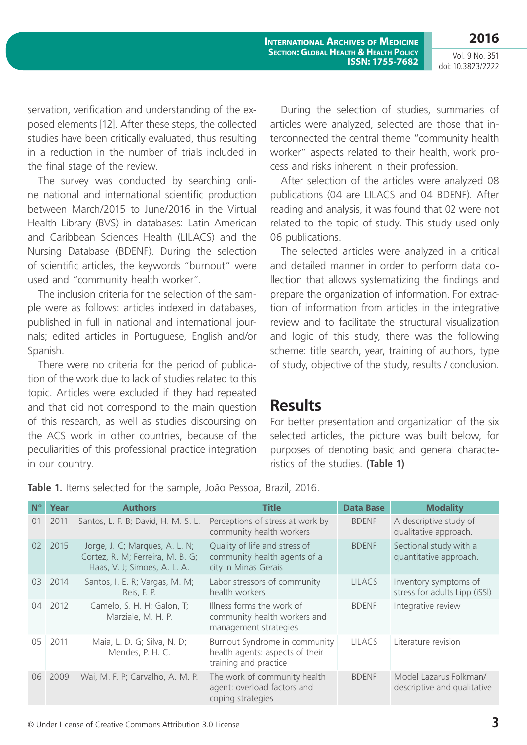servation, verification and understanding of the exposed elements [12]. After these steps, the collected studies have been critically evaluated, thus resulting in a reduction in the number of trials included in the final stage of the review.

The survey was conducted by searching online national and international scientific production between March/2015 to June/2016 in the Virtual Health Library (BVS) in databases: Latin American and Caribbean Sciences Health (LILACS) and the Nursing Database (BDENF). During the selection of scientific articles, the keywords "burnout" were used and "community health worker".

The inclusion criteria for the selection of the sample were as follows: articles indexed in databases, published in full in national and international journals; edited articles in Portuguese, English and/or Spanish.

There were no criteria for the period of publication of the work due to lack of studies related to this topic. Articles were excluded if they had repeated and that did not correspond to the main question of this research, as well as studies discoursing on the ACS work in other countries, because of the peculiarities of this professional practice integration in our country.

During the selection of studies, summaries of articles were analyzed, selected are those that interconnected the central theme "community health worker" aspects related to their health, work process and risks inherent in their profession.

After selection of the articles were analyzed 08 publications (04 are LILACS and 04 BDENF). After reading and analysis, it was found that 02 were not related to the topic of study. This study used only 06 publications.

The selected articles were analyzed in a critical and detailed manner in order to perform data collection that allows systematizing the findings and prepare the organization of information. For extraction of information from articles in the integrative review and to facilitate the structural visualization and logic of this study, there was the following scheme: title search, year, training of authors, type of study, objective of the study, results / conclusion.

## Results

For better presentation and organization of the six selected articles, the picture was built below, for purposes of denoting basic and general characteristics of the studies. **(Table 1)**

**Table 1.** Items selected for the sample, João Pessoa, Brazil, 2016.

| Nº | Year | Authors | Title | Data Base | Modality |
|---|---|---|---|---|---|
| 01 | 2011 | Santos, L. F. B; David, H. M. S. L. | Perceptions of stress at work by community health workers | BDENF | A descriptive study of qualitative approach. |
| 02 | 2015 | Jorge, J. C; Marques, A. L. N; Cortez, R. M; Ferreira, M. B. G; Haas, V. J; Simoes, A. L. A. | Quality of life and stress of community health agents of a city in Minas Gerais | BDENF | Sectional study with a quantitative approach. |
| 03 | 2014 | Santos, I. E. R; Vargas, M. M; Reis, F. P. | Labor stressors of community health workers | LILACS | Inventory symptoms of stress for adults Lipp (iSSI) |
| 04 | 2012 | Camelo, S. H. H; Galon, T; Marziale, M. H. P. | Illness forms the work of community health workers and management strategies | BDENF | Integrative review |
| 05 | 2011 | Maia, L. D. G; Silva, N. D; Mendes, P. H. C. | Burnout Syndrome in community health agents: aspects of their training and practice | LILACS | Literature revision |
| 06 | 2009 | Wai, M. F. P; Carvalho, A. M. P. | The work of community health agent: overload factors and coping strategies | BDENF | Model Lazarus Folkman/ descriptive and qualitative |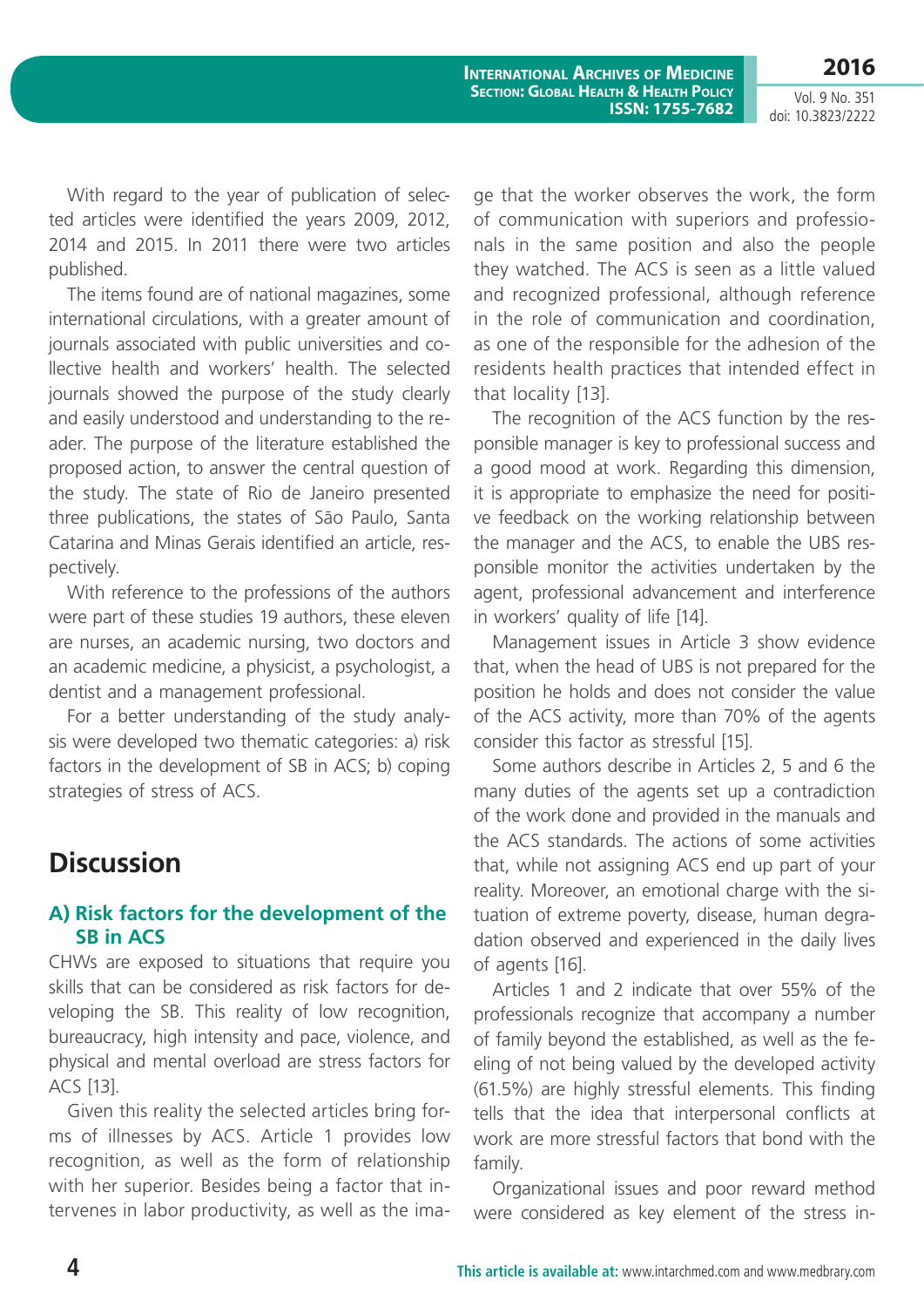With regard to the year of publication of selected articles were identified the years 2009, 2012, 2014 and 2015. In 2011 there were two articles published.

The items found are of national magazines, some international circulations, with a greater amount of journals associated with public universities and collective health and workers' health. The selected journals showed the purpose of the study clearly and easily understood and understanding to the reader. The purpose of the literature established the proposed action, to answer the central question of the study. The state of Rio de Janeiro presented three publications, the states of São Paulo, Santa Catarina and Minas Gerais identified an article, respectively.

With reference to the professions of the authors were part of these studies 19 authors, these eleven are nurses, an academic nursing, two doctors and an academic medicine, a physicist, a psychologist, a dentist and a management professional.

For a better understanding of the study analysis were developed two thematic categories: a) risk factors in the development of SB in ACS; b) coping strategies of stress of ACS.

# Discussion

## A) Risk factors for the development of the SB in ACS

CHWs are exposed to situations that require you skills that can be considered as risk factors for developing the SB. This reality of low recognition, bureaucracy, high intensity and pace, violence, and physical and mental overload are stress factors for ACS [13].

Given this reality the selected articles bring forms of illnesses by ACS. Article 1 provides low recognition, as well as the form of relationship with her superior. Besides being a factor that intervenes in labor productivity, as well as the image that the worker observes the work, the form of communication with superiors and professionals in the same position and also the people they watched. The ACS is seen as a little valued and recognized professional, although reference in the role of communication and coordination, as one of the responsible for the adhesion of the residents health practices that intended effect in that locality [13].

The recognition of the ACS function by the responsible manager is key to professional success and a good mood at work. Regarding this dimension, it is appropriate to emphasize the need for positive feedback on the working relationship between the manager and the ACS, to enable the UBS responsible monitor the activities undertaken by the agent, professional advancement and interference in workers' quality of life [14].

Management issues in Article 3 show evidence that, when the head of UBS is not prepared for the position he holds and does not consider the value of the ACS activity, more than 70% of the agents consider this factor as stressful [15].

Some authors describe in Articles 2, 5 and 6 the many duties of the agents set up a contradiction of the work done and provided in the manuals and the ACS standards. The actions of some activities that, while not assigning ACS end up part of your reality. Moreover, an emotional charge with the situation of extreme poverty, disease, human degradation observed and experienced in the daily lives of agents [16].

Articles 1 and 2 indicate that over 55% of the professionals recognize that accompany a number of family beyond the established, as well as the feeling of not being valued by the developed activity (61.5%) are highly stressful elements. This finding tells that the idea that interpersonal conflicts at work are more stressful factors that bond with the family.

Organizational issues and poor reward method were considered as key element of the stress in-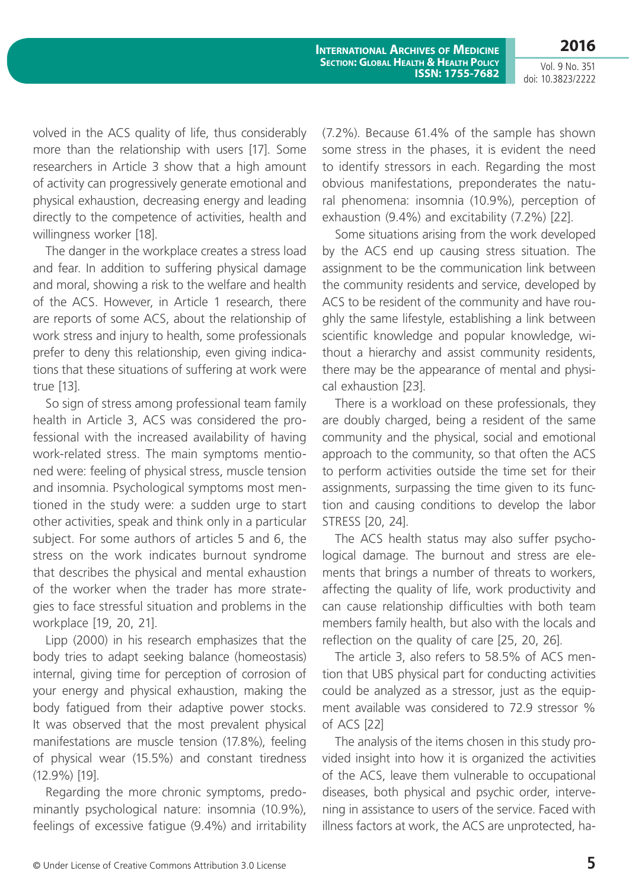volved in the ACS quality of life, thus considerably more than the relationship with users [17]. Some researchers in Article 3 show that a high amount of activity can progressively generate emotional and physical exhaustion, decreasing energy and leading directly to the competence of activities, health and willingness worker [18].

The danger in the workplace creates a stress load and fear. In addition to suffering physical damage and moral, showing a risk to the welfare and health of the ACS. However, in Article 1 research, there are reports of some ACS, about the relationship of work stress and injury to health, some professionals prefer to deny this relationship, even giving indications that these situations of suffering at work were true [13].

So sign of stress among professional team family health in Article 3, ACS was considered the professional with the increased availability of having work-related stress. The main symptoms mentioned were: feeling of physical stress, muscle tension and insomnia. Psychological symptoms most mentioned in the study were: a sudden urge to start other activities, speak and think only in a particular subject. For some authors of articles 5 and 6, the stress on the work indicates burnout syndrome that describes the physical and mental exhaustion of the worker when the trader has more strategies to face stressful situation and problems in the workplace [19, 20, 21].

Lipp (2000) in his research emphasizes that the body tries to adapt seeking balance (homeostasis) internal, giving time for perception of corrosion of your energy and physical exhaustion, making the body fatigued from their adaptive power stocks. It was observed that the most prevalent physical manifestations are muscle tension (17.8%), feeling of physical wear (15.5%) and constant tiredness (12.9%) [19].

Regarding the more chronic symptoms, predominantly psychological nature: insomnia (10.9%), feelings of excessive fatigue (9.4%) and irritability (7.2%). Because 61.4% of the sample has shown some stress in the phases, it is evident the need to identify stressors in each. Regarding the most obvious manifestations, preponderates the natural phenomena: insomnia (10.9%), perception of exhaustion (9.4%) and excitability (7.2%) [22].

Some situations arising from the work developed by the ACS end up causing stress situation. The assignment to be the communication link between the community residents and service, developed by ACS to be resident of the community and have roughly the same lifestyle, establishing a link between scientific knowledge and popular knowledge, without a hierarchy and assist community residents, there may be the appearance of mental and physical exhaustion [23].

There is a workload on these professionals, they are doubly charged, being a resident of the same community and the physical, social and emotional approach to the community, so that often the ACS to perform activities outside the time set for their assignments, surpassing the time given to its function and causing conditions to develop the labor STRESS [20, 24].

The ACS health status may also suffer psychological damage. The burnout and stress are elements that brings a number of threats to workers, affecting the quality of life, work productivity and can cause relationship difficulties with both team members family health, but also with the locals and reflection on the quality of care [25, 20, 26].

The article 3, also refers to 58.5% of ACS mention that UBS physical part for conducting activities could be analyzed as a stressor, just as the equipment available was considered to 72.9 stressor % of ACS [22]

The analysis of the items chosen in this study provided insight into how it is organized the activities of the ACS, leave them vulnerable to occupational diseases, both physical and psychic order, intervening in assistance to users of the service. Faced with illness factors at work, the ACS are unprotected, ha-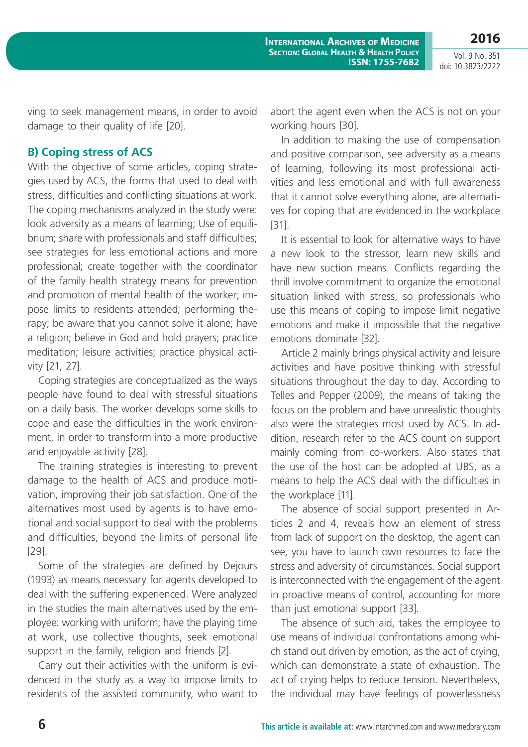ving to seek management means, in order to avoid damage to their quality of life [20].

### B) Coping stress of ACS

With the objective of some articles, coping strategies used by ACS, the forms that used to deal with stress, difficulties and conflicting situations at work. The coping mechanisms analyzed in the study were: look adversity as a means of learning; Use of equilibrium; share with professionals and staff difficulties; see strategies for less emotional actions and more professional; create together with the coordinator of the family health strategy means for prevention and promotion of mental health of the worker; impose limits to residents attended; performing therapy; be aware that you cannot solve it alone; have a religion; believe in God and hold prayers; practice meditation; leisure activities; practice physical activity [21, 27].

Coping strategies are conceptualized as the ways people have found to deal with stressful situations on a daily basis. The worker develops some skills to cope and ease the difficulties in the work environment, in order to transform into a more productive and enjoyable activity [28].

The training strategies is interesting to prevent damage to the health of ACS and produce motivation, improving their job satisfaction. One of the alternatives most used by agents is to have emotional and social support to deal with the problems and difficulties, beyond the limits of personal life [29].

Some of the strategies are defined by Dejours (1993) as means necessary for agents developed to deal with the suffering experienced. Were analyzed in the studies the main alternatives used by the employee: working with uniform; have the playing time at work, use collective thoughts, seek emotional support in the family, religion and friends [2].

Carry out their activities with the uniform is evidenced in the study as a way to impose limits to residents of the assisted community, who want to abort the agent even when the ACS is not on your working hours [30].

In addition to making the use of compensation and positive comparison, see adversity as a means of learning, following its most professional activities and less emotional and with full awareness that it cannot solve everything alone, are alternatives for coping that are evidenced in the workplace [31].

It is essential to look for alternative ways to have a new look to the stressor, learn new skills and have new suction means. Conflicts regarding the thrill involve commitment to organize the emotional situation linked with stress, so professionals who use this means of coping to impose limit negative emotions and make it impossible that the negative emotions dominate [32].

Article 2 mainly brings physical activity and leisure activities and have positive thinking with stressful situations throughout the day to day. According to Telles and Pepper (2009), the means of taking the focus on the problem and have unrealistic thoughts also were the strategies most used by ACS. In addition, research refer to the ACS count on support mainly coming from co-workers. Also states that the use of the host can be adopted at UBS, as a means to help the ACS deal with the difficulties in the workplace [11].

The absence of social support presented in Articles 2 and 4, reveals how an element of stress from lack of support on the desktop, the agent can see, you have to launch own resources to face the stress and adversity of circumstances. Social support is interconnected with the engagement of the agent in proactive means of control, accounting for more than just emotional support [33].

The absence of such aid, takes the employee to use means of individual confrontations among which stand out driven by emotion, as the act of crying, which can demonstrate a state of exhaustion. The act of crying helps to reduce tension. Nevertheless, the individual may have feelings of powerlessness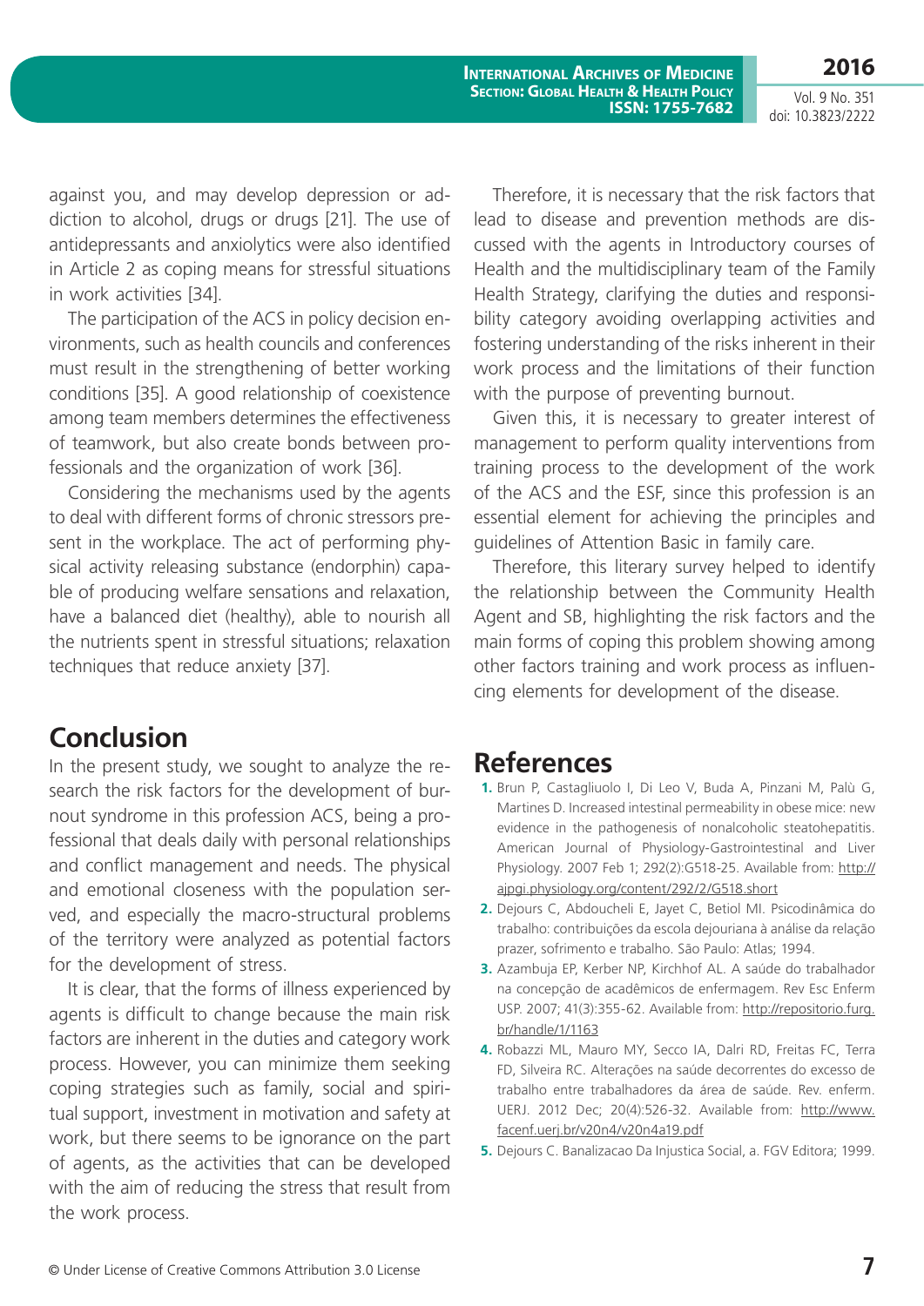against you, and may develop depression or addiction to alcohol, drugs or drugs [21]. The use of antidepressants and anxiolytics were also identified in Article 2 as coping means for stressful situations in work activities [34].

The participation of the ACS in policy decision environments, such as health councils and conferences must result in the strengthening of better working conditions [35]. A good relationship of coexistence among team members determines the effectiveness of teamwork, but also create bonds between professionals and the organization of work [36].

Considering the mechanisms used by the agents to deal with different forms of chronic stressors present in the workplace. The act of performing physical activity releasing substance (endorphin) capable of producing welfare sensations and relaxation, have a balanced diet (healthy), able to nourish all the nutrients spent in stressful situations; relaxation techniques that reduce anxiety [37].

## Conclusion

In the present study, we sought to analyze the research the risk factors for the development of burnout syndrome in this profession ACS, being a professional that deals daily with personal relationships and conflict management and needs. The physical and emotional closeness with the population served, and especially the macro-structural problems of the territory were analyzed as potential factors for the development of stress.

It is clear, that the forms of illness experienced by agents is difficult to change because the main risk factors are inherent in the duties and category work process. However, you can minimize them seeking coping strategies such as family, social and spiritual support, investment in motivation and safety at work, but there seems to be ignorance on the part of agents, as the activities that can be developed with the aim of reducing the stress that result from the work process.

Therefore, it is necessary that the risk factors that lead to disease and prevention methods are discussed with the agents in Introductory courses of Health and the multidisciplinary team of the Family Health Strategy, clarifying the duties and responsibility category avoiding overlapping activities and fostering understanding of the risks inherent in their work process and the limitations of their function with the purpose of preventing burnout.

Given this, it is necessary to greater interest of management to perform quality interventions from training process to the development of the work of the ACS and the ESF, since this profession is an essential element for achieving the principles and guidelines of Attention Basic in family care.

Therefore, this literary survey helped to identify the relationship between the Community Health Agent and SB, highlighting the risk factors and the main forms of coping this problem showing among other factors training and work process as influencing elements for development of the disease.

## References

1. Brun P, Castagliuolo I, Di Leo V, Buda A, Pinzani M, Palù G, Martines D. Increased intestinal permeability in obese mice: new evidence in the pathogenesis of nonalcoholic steatohepatitis. American Journal of Physiology-Gastrointestinal and Liver Physiology. 2007 Feb 1; 292(2):G518-25. Available from: http://ajpgi.physiology.org/content/292/2/G518.short
2. Dejours C, Abdoucheli E, Jayet C, Betiol MI. Psicodinâmica do trabalho: contribuições da escola dejouriana à análise da relação prazer, sofrimento e trabalho. São Paulo: Atlas; 1994.
3. Azambuja EP, Kerber NP, Kirchhof AL. A saúde do trabalhador na concepção de acadêmicos de enfermagem. Rev Esc Enferm USP. 2007; 41(3):355-62. Available from: http://repositorio.furg.br/handle/1/1163
4. Robazzi ML, Mauro MY, Secco IA, Dalri RD, Freitas FC, Terra FD, Silveira RC. Alterações na saúde decorrentes do excesso de trabalho entre trabalhadores da área de saúde. Rev. enferm. UERJ. 2012 Dec; 20(4):526-32. Available from: http://www.facenf.uerj.br/v20n4/v20n4a19.pdf
5. Dejours C. Banalizacao Da Injustica Social, a. FGV Editora; 1999.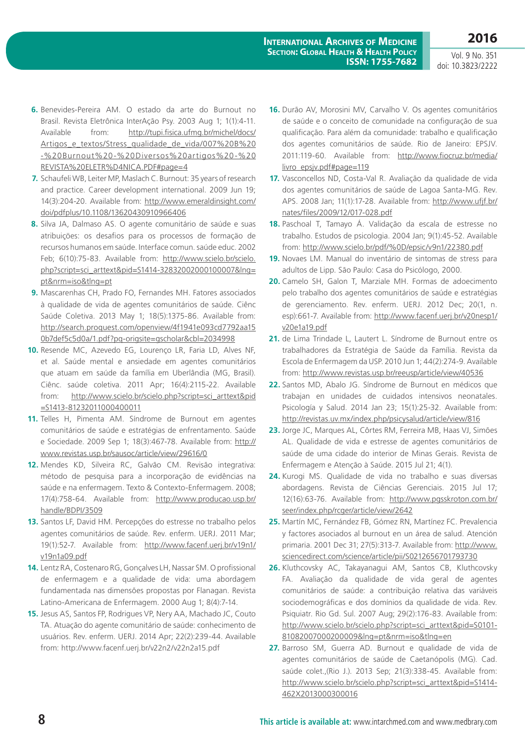6. Benevides-Pereira AM. O estado da arte do Burnout no Brasil. Revista Eletrônica InterAção Psy. 2003 Aug 1; 1(1):4-11. Available from: http://tupi.fisica.ufmg.br/michel/docs/Artigos_e_textos/Stress_qualidade_de_vida/007%20B%20-%20Burnout%20-%20Diversos%20artigos%20-%20REVISTA%20ELETR%D4NICA.PDF#page=4
7. Schaufeli WB, Leiter MP, Maslach C. Burnout: 35 years of research and practice. Career development international. 2009 Jun 19; 14(3):204-20. Available from: http://www.emeraldinsight.com/doi/pdfplus/10.1108/13620430910966406
8. Silva JA, Dalmaso AS. O agente comunitário de saúde e suas atribuições: os desafios para os processos de formação de recursos humanos em saúde. Interface comun. saúde educ. 2002 Feb; 6(10):75-83. Available from: http://www.scielo.br/scielo.php?script=sci_arttext&pid=S1414-32832002000100007&lng=pt&nrm=iso&tlng=pt
9. Mascarenhas CH, Prado FO, Fernandes MH. Fatores associados à qualidade de vida de agentes comunitários de saúde. Ciênc Saúde Coletiva. 2013 May 1; 18(5):1375-86. Available from: http://search.proquest.com/openview/4f1941e093cd7792aa150b7def5c5d0a/1.pdf?pq-origsite=gscholar&cbl=2034998
10. Resende MC, Azevedo EG, Lourenço LR, Faria LD, Alves NF, et al. Saúde mental e ansiedade em agentes comunitários que atuam em saúde da família em Uberlândia (MG, Brasil). Ciênc. saúde coletiva. 2011 Apr; 16(4):2115-22. Available from: http://www.scielo.br/scielo.php?script=sci_arttext&pid=S1413-81232011000400011
11. Telles H, Pimenta AM. Síndrome de Burnout em agentes comunitários de saúde e estratégias de enfrentamento. Saúde e Sociedade. 2009 Sep 1; 18(3):467-78. Available from: http://www.revistas.usp.br/sausoc/article/view/29616/0
12. Mendes KD, Silveira RC, Galvão CM. Revisão integrativa: método de pesquisa para a incorporação de evidências na saúde e na enfermagem. Texto & Contexto-Enfermagem. 2008; 17(4):758-64. Available from: http://www.producao.usp.br/handle/BDPI/3509
13. Santos LF, David HM. Percepções do estresse no trabalho pelos agentes comunitários de saúde. Rev. enferm. UERJ. 2011 Mar; 19(1):52-7. Available from: http://www.facenf.uerj.br/v19n1/v19n1a09.pdf
14. Lentz RA, Costenaro RG, Gonçalves LH, Nassar SM. O profissional de enfermagem e a qualidade de vida: uma abordagem fundamentada nas dimensões propostas por Flanagan. Revista Latino-Americana de Enfermagem. 2000 Aug 1; 8(4):7-14.
15. Jesus AS, Santos FP, Rodrigues VP, Nery AA, Machado JC, Couto TA. Atuação do agente comunitário de saúde: conhecimento de usuários. Rev. enferm. UERJ. 2014 Apr; 22(2):239-44. Available from: http://www.facenf.uerj.br/v22n2/v22n2a15.pdf
16. Durão AV, Morosini MV, Carvalho V. Os agentes comunitários de saúde e o conceito de comunidade na configuração de sua qualificação. Para além da comunidade: trabalho e qualificação dos agentes comunitários de saúde. Rio de Janeiro: EPSJV. 2011:119-60. Available from: http://www.fiocruz.br/media/livro_epsjv.pdf#page=119
17. Vasconcellos ND, Costa-Val R. Avaliação da qualidade de vida dos agentes comunitários de saúde de Lagoa Santa-MG. Rev. APS. 2008 Jan; 11(1):17-28. Available from: http://www.ufjf.br/nates/files/2009/12/017-028.pdf
18. Paschoal T, Tamayo Á. Validação da escala de estresse no trabalho. Estudos de psicologia. 2004 Jan; 9(1):45-52. Available from: http://www.scielo.br/pdf/%0D/epsic/v9n1/22380.pdf
19. Novaes LM. Manual do inventário de sintomas de stress para adultos de Lipp. São Paulo: Casa do Psicólogo, 2000.
20. Camelo SH, Galon T, Marziale MH. Formas de adoecimento pelo trabalho dos agentes comunitários de saúde e estratégias de gerenciamento. Rev. enferm. UERJ. 2012 Dec; 20(1, n. esp):661-7. Available from: http://www.facenf.uerj.br/v20nesp1/v20e1a19.pdf
21. de Lima Trindade L, Lautert L. Síndrome de Burnout entre os trabalhadores da Estratégia de Saúde da Família. Revista da Escola de Enfermagem da USP. 2010 Jun 1; 44(2):274-9. Available from: http://www.revistas.usp.br/reeusp/article/view/40536
22. Santos MD, Abalo JG. Síndrome de Burnout en médicos que trabajan en unidades de cuidados intensivos neonatales. Psicología y Salud. 2014 Jan 23; 15(1):25-32. Available from: http://revistas.uv.mx/index.php/psicysalud/article/view/816
23. Jorge JC, Marques AL, Côrtes RM, Ferreira MB, Haas VJ, Simões AL. Qualidade de vida e estresse de agentes comunitários de saúde de uma cidade do interior de Minas Gerais. Revista de Enfermagem e Atenção à Saúde. 2015 Jul 21; 4(1).
24. Kurogi MS. Qualidade de vida no trabalho e suas diversas abordagens. Revista de Ciências Gerenciais. 2015 Jul 17; 12(16):63-76. Available from: http://www.pgsskroton.com.br/seer/index.php/rcger/article/view/2642
25. Martín MC, Fernández FB, Gómez RN, Martínez FC. Prevalencia y factores asociados al burnout en un área de salud. Atención primaria. 2001 Dec 31; 27(5):313-7. Available from: http://www.sciencedirect.com/science/article/pii/S0212656701793730
26. Kluthcovsky AC, Takayanagui AM, Santos CB, Kluthcovsky FA. Avaliação da qualidade de vida geral de agentes comunitários de saúde: a contribuição relativa das variáveis sociodemográficas e dos domínios da qualidade de vida. Rev. Psiquiatr. Rio Gd. Sul. 2007 Aug; 29(2):176-83. Available from: http://www.scielo.br/scielo.php?script=sci_arttext&pid=S0101-81082007000200009&lng=pt&nrm=iso&tlng=en
27. Barroso SM, Guerra AD. Burnout e qualidade de vida de agentes comunitários de saúde de Caetanópolis (MG). Cad. saúde colet.,(Rio J.). 2013 Sep; 21(3):338-45. Available from: http://www.scielo.br/scielo.php?script=sci_arttext&pid=S1414-462X2013000300016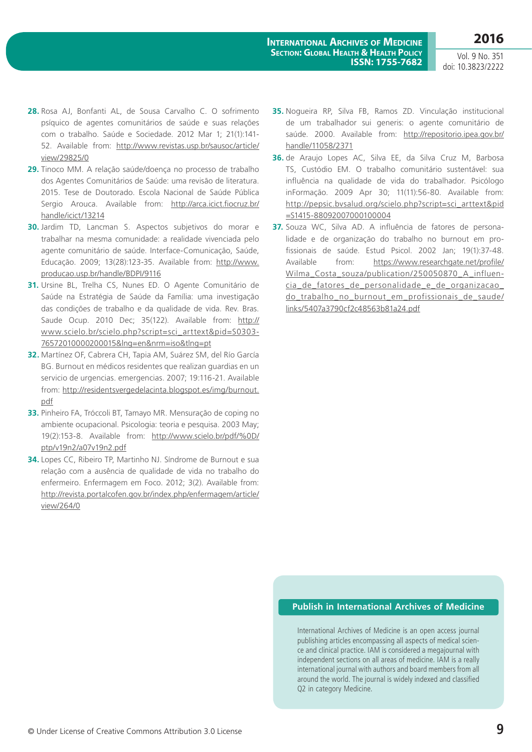28. Rosa AJ, Bonfanti AL, de Sousa Carvalho C. O sofrimento psíquico de agentes comunitários de saúde e suas relações com o trabalho. Saúde e Sociedade. 2012 Mar 1; 21(1):141-52. Available from: http://www.revistas.usp.br/sausoc/article/view/29825/0
29. Tinoco MM. A relação saúde/doença no processo de trabalho dos Agentes Comunitários de Saúde: uma revisão de literatura. 2015. Tese de Doutorado. Escola Nacional de Saúde Pública Sergio Arouca. Available from: http://arca.icict.fiocruz.br/handle/icict/13214
30. Jardim TD, Lancman S. Aspectos subjetivos do morar e trabalhar na mesma comunidade: a realidade vivenciada pelo agente comunitário de saúde. Interface-Comunicação, Saúde, Educação. 2009; 13(28):123-35. Available from: http://www.producao.usp.br/handle/BDPI/9116
31. Ursine BL, Trelha CS, Nunes ED. O Agente Comunitário de Saúde na Estratégia de Saúde da Família: uma investigação das condições de trabalho e da qualidade de vida. Rev. Bras. Saude Ocup. 2010 Dec; 35(122). Available from: http://www.scielo.br/scielo.php?script=sci_arttext&pid=S0303-76572010000200015&lng=en&nrm=iso&tlng=pt
32. Martínez OF, Cabrera CH, Tapia AM, Suárez SM, del Río García BG. Burnout en médicos residentes que realizan guardias en un servicio de urgencias. emergencias. 2007; 19:116-21. Available from: http://residentsvergedelacinta.blogspot.es/img/burnout.pdf
33. Pinheiro FA, Tróccoli BT, Tamayo MR. Mensuração de coping no ambiente ocupacional. Psicologia: teoria e pesquisa. 2003 May; 19(2):153-8. Available from: http://www.scielo.br/pdf/%0D/ptp/v19n2/a07v19n2.pdf
34. Lopes CC, Ribeiro TP, Martinho NJ. Síndrome de Burnout e sua relação com a ausência de qualidade de vida no trabalho do enfermeiro. Enfermagem em Foco. 2012; 3(2). Available from: http://revista.portalcofen.gov.br/index.php/enfermagem/article/view/264/0
35. Nogueira RP, Silva FB, Ramos ZD. Vinculação institucional de um trabalhador sui generis: o agente comunitário de saúde. 2000. Available from: http://repositorio.ipea.gov.br/handle/11058/2371
36. de Araujo Lopes AC, Silva EE, da Silva Cruz M, Barbosa TS, Custódio EM. O trabalho comunitário sustentável: sua influência na qualidade de vida do trabalhador. Psicólogo inFormação. 2009 Apr 30; 11(11):56-80. Available from: http://pepsic.bvsalud.org/scielo.php?script=sci_arttext&pid=S1415-88092007000100004
37. Souza WC, Silva AD. A influência de fatores de personalidade e de organização do trabalho no burnout em profissionais de saúde. Estud Psicol. 2002 Jan; 19(1):37-48. Available from: https://www.researchgate.net/profile/Wilma_Costa_souza/publication/250050870_A_influencia_de_fatores_de_personalidade_e_de_organizacao_do_trabalho_no_burnout_em_profissionais_de_saude/links/5407a3790cf2c48563b81a24.pdf

**Publish in International Archives of Medicine**

International Archives of Medicine is an open access journal publishing articles encompassing all aspects of medical science and clinical practice. IAM is considered a megajournal with independent sections on all areas of medicine. IAM is a really international journal with authors and board members from all around the world. The journal is widely indexed and classified Q2 in category Medicine.

© Under License of Creative Commons Attribution 3.0 License